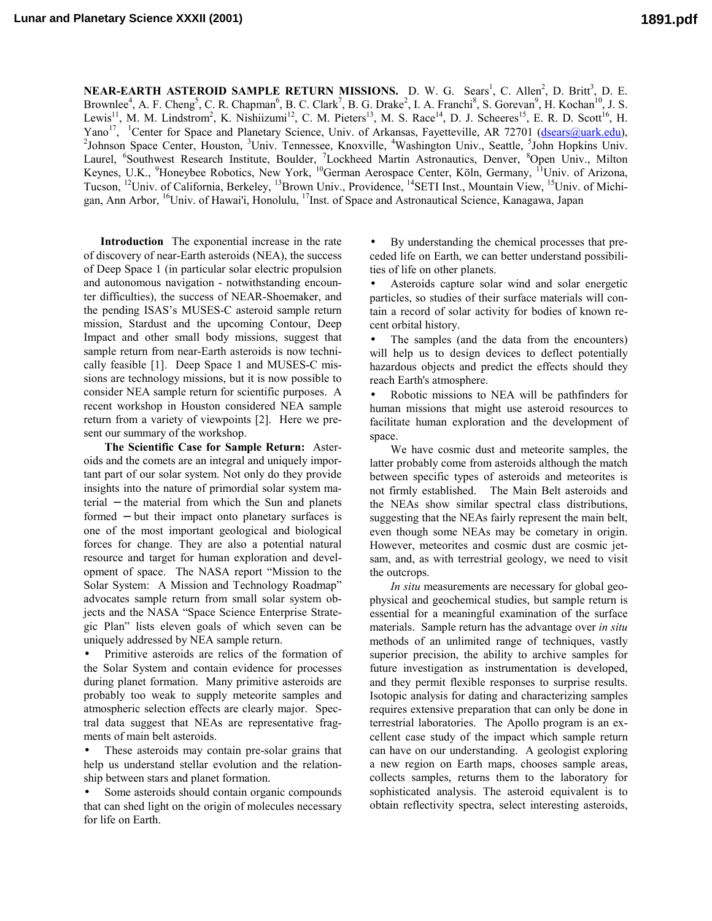**NEAR-EARTH ASTEROID SAMPLE RETURN MISSIONS.** D. W. G. Sears[1], C. Allen[2], D. Britt[3], D. E. Brownlee[4], A. F. Cheng[5], C. R. Chapman[6], B. C. Clark[7], B. G. Drake[2], I. A. Franchi[8], S. Gorevan[9], H. Kochan[10], J. S. Lewis[11], M. M. Lindstrom[2], K. Nishiizumi[12], C. M. Pieters[13], M. S. Race[14], D. J. Scheeres[15], E. R. D. Scott[16], H. Yano[17], [1]Center for Space and Planetary Science, Univ. of Arkansas, Fayetteville, AR 72701 (dsears@uark.edu), [2]Johnson Space Center, Houston, [3]Univ. Tennessee, Knoxville, [4]Washington Univ., Seattle, [5]John Hopkins Univ. Laurel, [6]Southwest Research Institute, Boulder, [7]Lockheed Martin Astronautics, Denver, [8]Open Univ., Milton Keynes, U.K., [9]Honeybee Robotics, New York, [10]German Aerospace Center, Köln, Germany, [11]Univ. of Arizona, Tucson, [12]Univ. of California, Berkeley, [13]Brown Univ., Providence, [14]SETI Inst., Mountain View, [15]Univ. of Michigan, Ann Arbor, [16]Univ. of Hawai'i, Honolulu, [17]Inst. of Space and Astronautical Science, Kanagawa, Japan

**Introduction** The exponential increase in the rate of discovery of near-Earth asteroids (NEA), the success of Deep Space 1 (in particular solar electric propulsion and autonomous navigation - notwithstanding encounter difficulties), the success of NEAR-Shoemaker, and the pending ISAS's MUSES-C asteroid sample return mission, Stardust and the upcoming Contour, Deep Impact and other small body missions, suggest that sample return from near-Earth asteroids is now technically feasible [1]. Deep Space 1 and MUSES-C missions are technology missions, but it is now possible to consider NEA sample return for scientific purposes. A recent workshop in Houston considered NEA sample return from a variety of viewpoints [2]. Here we present our summary of the workshop.

**The Scientific Case for Sample Return:** Asteroids and the comets are an integral and uniquely important part of our solar system. Not only do they provide insights into the nature of primordial solar system material – the material from which the Sun and planets formed – but their impact onto planetary surfaces is one of the most important geological and biological forces for change. They are also a potential natural resource and target for human exploration and development of space. The NASA report "Mission to the Solar System: A Mission and Technology Roadmap" advocates sample return from small solar system objects and the NASA "Space Science Enterprise Strategic Plan" lists eleven goals of which seven can be uniquely addressed by NEA sample return.

- Primitive asteroids are relics of the formation of the Solar System and contain evidence for processes during planet formation. Many primitive asteroids are probably too weak to supply meteorite samples and atmospheric selection effects are clearly major. Spectral data suggest that NEAs are representative fragments of main belt asteroids.
- These asteroids may contain pre-solar grains that help us understand stellar evolution and the relationship between stars and planet formation.
- Some asteroids should contain organic compounds that can shed light on the origin of molecules necessary for life on Earth.
- By understanding the chemical processes that preceded life on Earth, we can better understand possibilities of life on other planets.
- Asteroids capture solar wind and solar energetic particles, so studies of their surface materials will contain a record of solar activity for bodies of known recent orbital history.
- The samples (and the data from the encounters) will help us to design devices to deflect potentially hazardous objects and predict the effects should they reach Earth's atmosphere.
- Robotic missions to NEA will be pathfinders for human missions that might use asteroid resources to facilitate human exploration and the development of space.

We have cosmic dust and meteorite samples, the latter probably come from asteroids although the match between specific types of asteroids and meteorites is not firmly established. The Main Belt asteroids and the NEAs show similar spectral class distributions, suggesting that the NEAs fairly represent the main belt, even though some NEAs may be cometary in origin. However, meteorites and cosmic dust are cosmic jetsam, and, as with terrestrial geology, we need to visit the outcrops.

*In situ* measurements are necessary for global geophysical and geochemical studies, but sample return is essential for a meaningful examination of the surface materials. Sample return has the advantage over *in situ* methods of an unlimited range of techniques, vastly superior precision, the ability to archive samples for future investigation as instrumentation is developed, and they permit flexible responses to surprise results. Isotopic analysis for dating and characterizing samples requires extensive preparation that can only be done in terrestrial laboratories. The Apollo program is an excellent case study of the impact which sample return can have on our understanding. A geologist exploring a new region on Earth maps, chooses sample areas, collects samples, returns them to the laboratory for sophisticated analysis. The asteroid equivalent is to obtain reflectivity spectra, select interesting asteroids,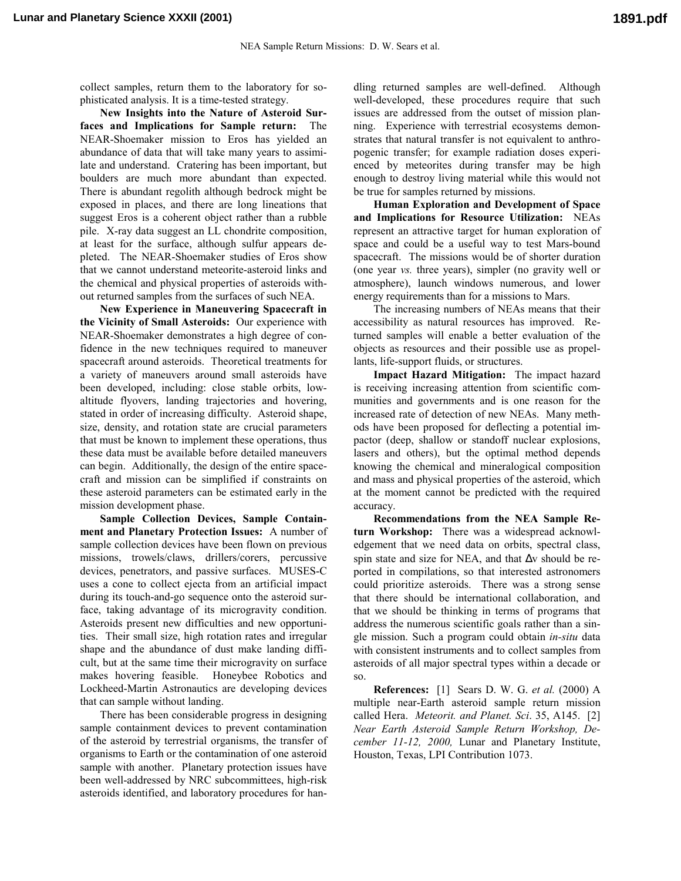collect samples, return them to the laboratory for sophisticated analysis. It is a time-tested strategy.

**New Insights into the Nature of Asteroid Surfaces and Implications for Sample return:** The NEAR-Shoemaker mission to Eros has yielded an abundance of data that will take many years to assimilate and understand. Cratering has been important, but boulders are much more abundant than expected. There is abundant regolith although bedrock might be exposed in places, and there are long lineations that suggest Eros is a coherent object rather than a rubble pile. X-ray data suggest an LL chondrite composition, at least for the surface, although sulfur appears depleted. The NEAR-Shoemaker studies of Eros show that we cannot understand meteorite-asteroid links and the chemical and physical properties of asteroids without returned samples from the surfaces of such NEA.

**New Experience in Maneuvering Spacecraft in the Vicinity of Small Asteroids:** Our experience with NEAR-Shoemaker demonstrates a high degree of confidence in the new techniques required to maneuver spacecraft around asteroids. Theoretical treatments for a variety of maneuvers around small asteroids have been developed, including: close stable orbits, low-altitude flyovers, landing trajectories and hovering, stated in order of increasing difficulty. Asteroid shape, size, density, and rotation state are crucial parameters that must be known to implement these operations, thus these data must be available before detailed maneuvers can begin. Additionally, the design of the entire spacecraft and mission can be simplified if constraints on these asteroid parameters can be estimated early in the mission development phase.

**Sample Collection Devices, Sample Containment and Planetary Protection Issues:** A number of sample collection devices have been flown on previous missions, trowels/claws, drillers/corers, percussive devices, penetrators, and passive surfaces. MUSES-C uses a cone to collect ejecta from an artificial impact during its touch-and-go sequence onto the asteroid surface, taking advantage of its microgravity condition. Asteroids present new difficulties and new opportunities. Their small size, high rotation rates and irregular shape and the abundance of dust make landing difficult, but at the same time their microgravity on surface makes hovering feasible. Honeybee Robotics and Lockheed-Martin Astronautics are developing devices that can sample without landing.

There has been considerable progress in designing sample containment devices to prevent contamination of the asteroid by terrestrial organisms, the transfer of organisms to Earth or the contamination of one asteroid sample with another. Planetary protection issues have been well-addressed by NRC subcommittees, high-risk asteroids identified, and laboratory procedures for handling returned samples are well-defined. Although well-developed, these procedures require that such issues are addressed from the outset of mission planning. Experience with terrestrial ecosystems demonstrates that natural transfer is not equivalent to anthropogenic transfer; for example radiation doses experienced by meteorites during transfer may be high enough to destroy living material while this would not be true for samples returned by missions.

**Human Exploration and Development of Space and Implications for Resource Utilization:** NEAs represent an attractive target for human exploration of space and could be a useful way to test Mars-bound spacecraft. The missions would be of shorter duration (one year *vs.* three years), simpler (no gravity well or atmosphere), launch windows numerous, and lower energy requirements than for a missions to Mars.

The increasing numbers of NEAs means that their accessibility as natural resources has improved. Returned samples will enable a better evaluation of the objects as resources and their possible use as propellants, life-support fluids, or structures.

**Impact Hazard Mitigation:** The impact hazard is receiving increasing attention from scientific communities and governments and is one reason for the increased rate of detection of new NEAs. Many methods have been proposed for deflecting a potential impactor (deep, shallow or standoff nuclear explosions, lasers and others), but the optimal method depends knowing the chemical and mineralogical composition and mass and physical properties of the asteroid, which at the moment cannot be predicted with the required accuracy.

**Recommendations from the NEA Sample Return Workshop:** There was a widespread acknowledgement that we need data on orbits, spectral class, spin state and size for NEA, and that $\Delta v$ should be reported in compilations, so that interested astronomers could prioritize asteroids. There was a strong sense that there should be international collaboration, and that we should be thinking in terms of programs that address the numerous scientific goals rather than a single mission. Such a program could obtain *in-situ* data with consistent instruments and to collect samples from asteroids of all major spectral types within a decade or so.

**References:** [1] Sears D. W. G. *et al.* (2000) A multiple near-Earth asteroid sample return mission called Hera. *Meteorit. and Planet. Sci*. 35, A145. [2] *Near Earth Asteroid Sample Return Workshop, December 11-12, 2000,* Lunar and Planetary Institute, Houston, Texas, LPI Contribution 1073.